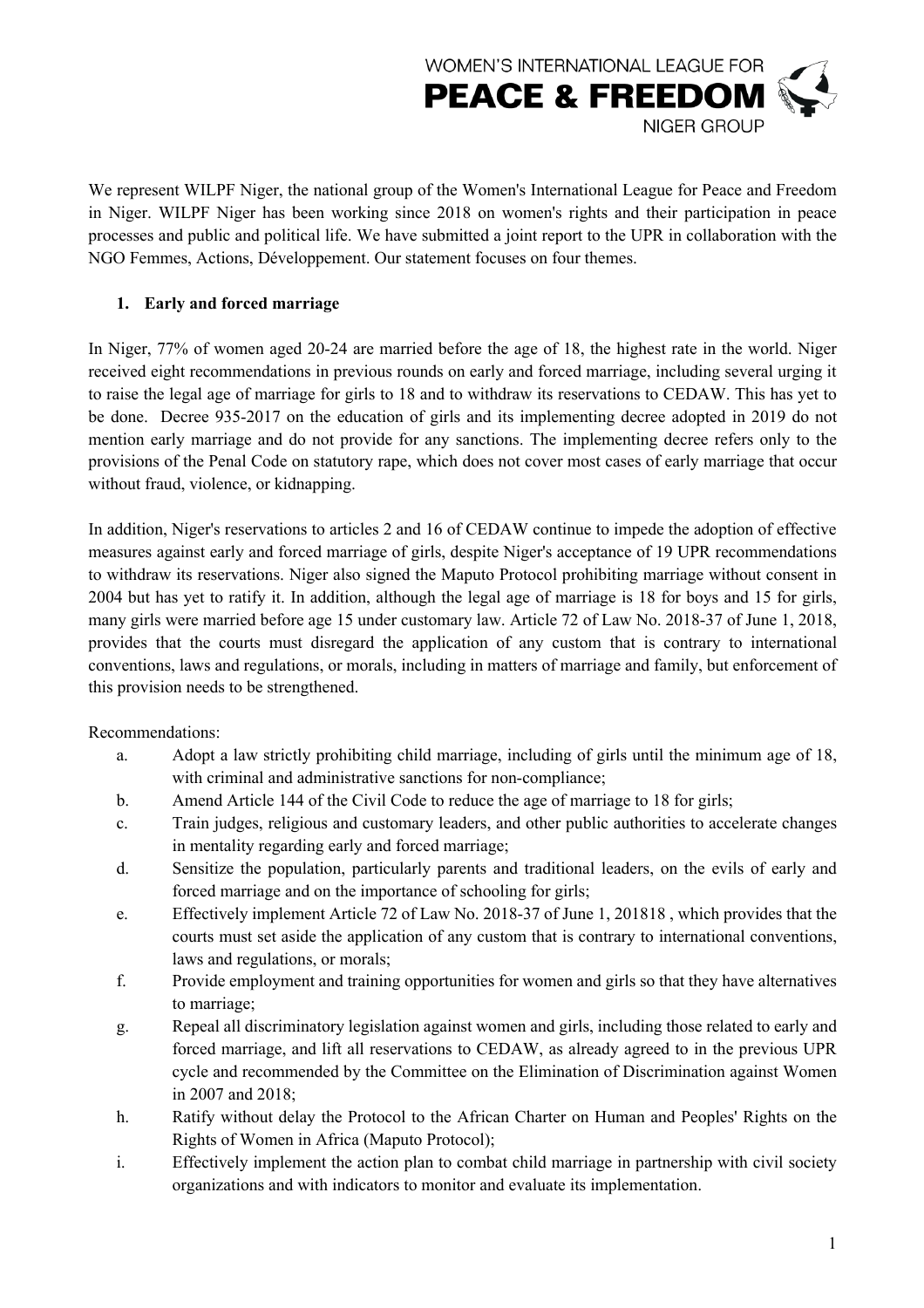WOMEN'S INTERNATIONAL LEAGUE FOR
**PEACE & FREEDOM**
NIGER GROUP

We represent WILPF Niger, the national group of the Women's International League for Peace and Freedom in Niger. WILPF Niger has been working since 2018 on women's rights and their participation in peace processes and public and political life. We have submitted a joint report to the UPR in collaboration with the NGO Femmes, Actions, Développement. Our statement focuses on four themes.

1. **Early and forced marriage**

In Niger, 77% of women aged 20-24 are married before the age of 18, the highest rate in the world. Niger received eight recommendations in previous rounds on early and forced marriage, including several urging it to raise the legal age of marriage for girls to 18 and to withdraw its reservations to CEDAW. This has yet to be done. Decree 935-2017 on the education of girls and its implementing decree adopted in 2019 do not mention early marriage and do not provide for any sanctions. The implementing decree refers only to the provisions of the Penal Code on statutory rape, which does not cover most cases of early marriage that occur without fraud, violence, or kidnapping.

In addition, Niger's reservations to articles 2 and 16 of CEDAW continue to impede the adoption of effective measures against early and forced marriage of girls, despite Niger's acceptance of 19 UPR recommendations to withdraw its reservations. Niger also signed the Maputo Protocol prohibiting marriage without consent in 2004 but has yet to ratify it. In addition, although the legal age of marriage is 18 for boys and 15 for girls, many girls were married before age 15 under customary law. Article 72 of Law No. 2018-37 of June 1, 2018, provides that the courts must disregard the application of any custom that is contrary to international conventions, laws and regulations, or morals, including in matters of marriage and family, but enforcement of this provision needs to be strengthened.

Recommendations:

a. Adopt a law strictly prohibiting child marriage, including of girls until the minimum age of 18, with criminal and administrative sanctions for non-compliance;
b. Amend Article 144 of the Civil Code to reduce the age of marriage to 18 for girls;
c. Train judges, religious and customary leaders, and other public authorities to accelerate changes in mentality regarding early and forced marriage;
d. Sensitize the population, particularly parents and traditional leaders, on the evils of early and forced marriage and on the importance of schooling for girls;
e. Effectively implement Article 72 of Law No. 2018-37 of June 1, 201818 , which provides that the courts must set aside the application of any custom that is contrary to international conventions, laws and regulations, or morals;
f. Provide employment and training opportunities for women and girls so that they have alternatives to marriage;
g. Repeal all discriminatory legislation against women and girls, including those related to early and forced marriage, and lift all reservations to CEDAW, as already agreed to in the previous UPR cycle and recommended by the Committee on the Elimination of Discrimination against Women in 2007 and 2018;
h. Ratify without delay the Protocol to the African Charter on Human and Peoples' Rights on the Rights of Women in Africa (Maputo Protocol);
i. Effectively implement the action plan to combat child marriage in partnership with civil society organizations and with indicators to monitor and evaluate its implementation.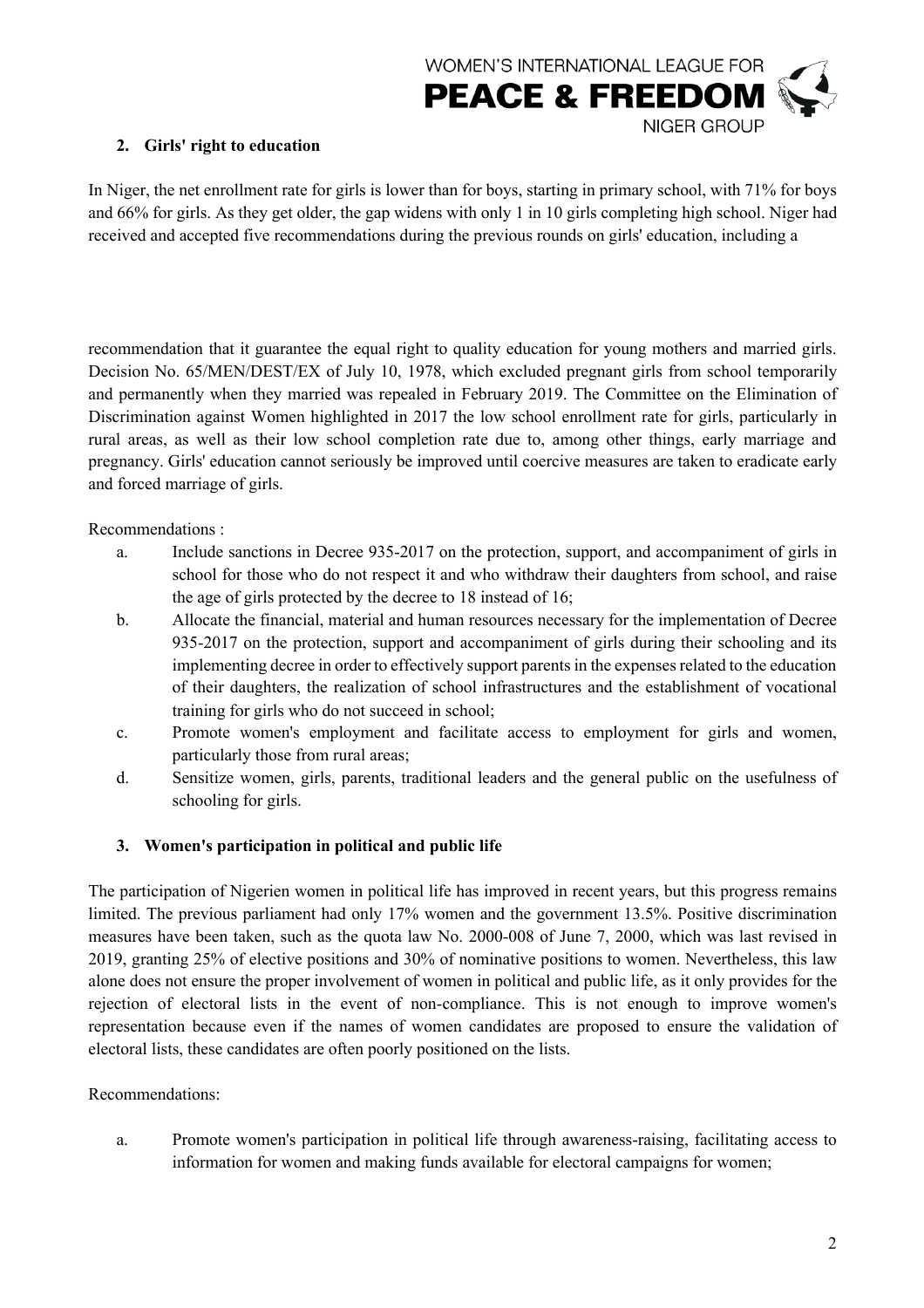## 2. Girls' right to education

In Niger, the net enrollment rate for girls is lower than for boys, starting in primary school, with 71% for boys and 66% for girls. As they get older, the gap widens with only 1 in 10 girls completing high school. Niger had received and accepted five recommendations during the previous rounds on girls' education, including a recommendation that it guarantee the equal right to quality education for young mothers and married girls. Decision No. 65/MEN/DEST/EX of July 10, 1978, which excluded pregnant girls from school temporarily and permanently when they married was repealed in February 2019. The Committee on the Elimination of Discrimination against Women highlighted in 2017 the low school enrollment rate for girls, particularly in rural areas, as well as their low school completion rate due to, among other things, early marriage and pregnancy. Girls' education cannot seriously be improved until coercive measures are taken to eradicate early and forced marriage of girls.

Recommendations :

a. Include sanctions in Decree 935-2017 on the protection, support, and accompaniment of girls in school for those who do not respect it and who withdraw their daughters from school, and raise the age of girls protected by the decree to 18 instead of 16;

b. Allocate the financial, material and human resources necessary for the implementation of Decree 935-2017 on the protection, support and accompaniment of girls during their schooling and its implementing decree in order to effectively support parents in the expenses related to the education of their daughters, the realization of school infrastructures and the establishment of vocational training for girls who do not succeed in school;

c. Promote women's employment and facilitate access to employment for girls and women, particularly those from rural areas;

d. Sensitize women, girls, parents, traditional leaders and the general public on the usefulness of schooling for girls.

## 3. Women's participation in political and public life

The participation of Nigerien women in political life has improved in recent years, but this progress remains limited. The previous parliament had only 17% women and the government 13.5%. Positive discrimination measures have been taken, such as the quota law No. 2000-008 of June 7, 2000, which was last revised in 2019, granting 25% of elective positions and 30% of nominative positions to women. Nevertheless, this law alone does not ensure the proper involvement of women in political and public life, as it only provides for the rejection of electoral lists in the event of non-compliance. This is not enough to improve women's representation because even if the names of women candidates are proposed to ensure the validation of electoral lists, these candidates are often poorly positioned on the lists.

Recommendations:

a. Promote women's participation in political life through awareness-raising, facilitating access to information for women and making funds available for electoral campaigns for women;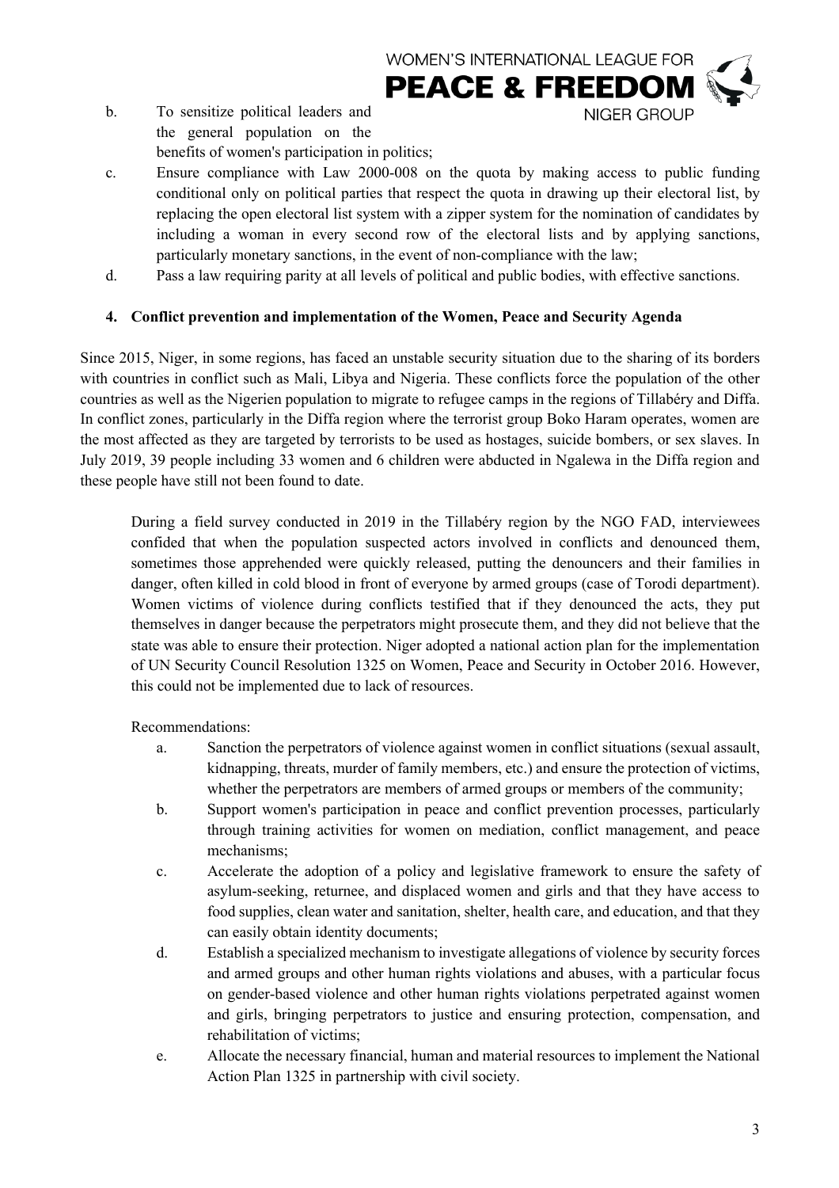b. To sensitize political leaders and the general population on the benefits of women's participation in politics;

c. Ensure compliance with Law 2000-008 on the quota by making access to public funding conditional only on political parties that respect the quota in drawing up their electoral list, by replacing the open electoral list system with a zipper system for the nomination of candidates by including a woman in every second row of the electoral lists and by applying sanctions, particularly monetary sanctions, in the event of non-compliance with the law;

d. Pass a law requiring parity at all levels of political and public bodies, with effective sanctions.

**4. Conflict prevention and implementation of the Women, Peace and Security Agenda**

Since 2015, Niger, in some regions, has faced an unstable security situation due to the sharing of its borders with countries in conflict such as Mali, Libya and Nigeria. These conflicts force the population of the other countries as well as the Nigerien population to migrate to refugee camps in the regions of Tillabéry and Diffa. In conflict zones, particularly in the Diffa region where the terrorist group Boko Haram operates, women are the most affected as they are targeted by terrorists to be used as hostages, suicide bombers, or sex slaves. In July 2019, 39 people including 33 women and 6 children were abducted in Ngalewa in the Diffa region and these people have still not been found to date.

During a field survey conducted in 2019 in the Tillabéry region by the NGO FAD, interviewees confided that when the population suspected actors involved in conflicts and denounced them, sometimes those apprehended were quickly released, putting the denouncers and their families in danger, often killed in cold blood in front of everyone by armed groups (case of Torodi department). Women victims of violence during conflicts testified that if they denounced the acts, they put themselves in danger because the perpetrators might prosecute them, and they did not believe that the state was able to ensure their protection. Niger adopted a national action plan for the implementation of UN Security Council Resolution 1325 on Women, Peace and Security in October 2016. However, this could not be implemented due to lack of resources.

Recommendations:

a. Sanction the perpetrators of violence against women in conflict situations (sexual assault, kidnapping, threats, murder of family members, etc.) and ensure the protection of victims, whether the perpetrators are members of armed groups or members of the community;

b. Support women's participation in peace and conflict prevention processes, particularly through training activities for women on mediation, conflict management, and peace mechanisms;

c. Accelerate the adoption of a policy and legislative framework to ensure the safety of asylum-seeking, returnee, and displaced women and girls and that they have access to food supplies, clean water and sanitation, shelter, health care, and education, and that they can easily obtain identity documents;

d. Establish a specialized mechanism to investigate allegations of violence by security forces and armed groups and other human rights violations and abuses, with a particular focus on gender-based violence and other human rights violations perpetrated against women and girls, bringing perpetrators to justice and ensuring protection, compensation, and rehabilitation of victims;

e. Allocate the necessary financial, human and material resources to implement the National Action Plan 1325 in partnership with civil society.